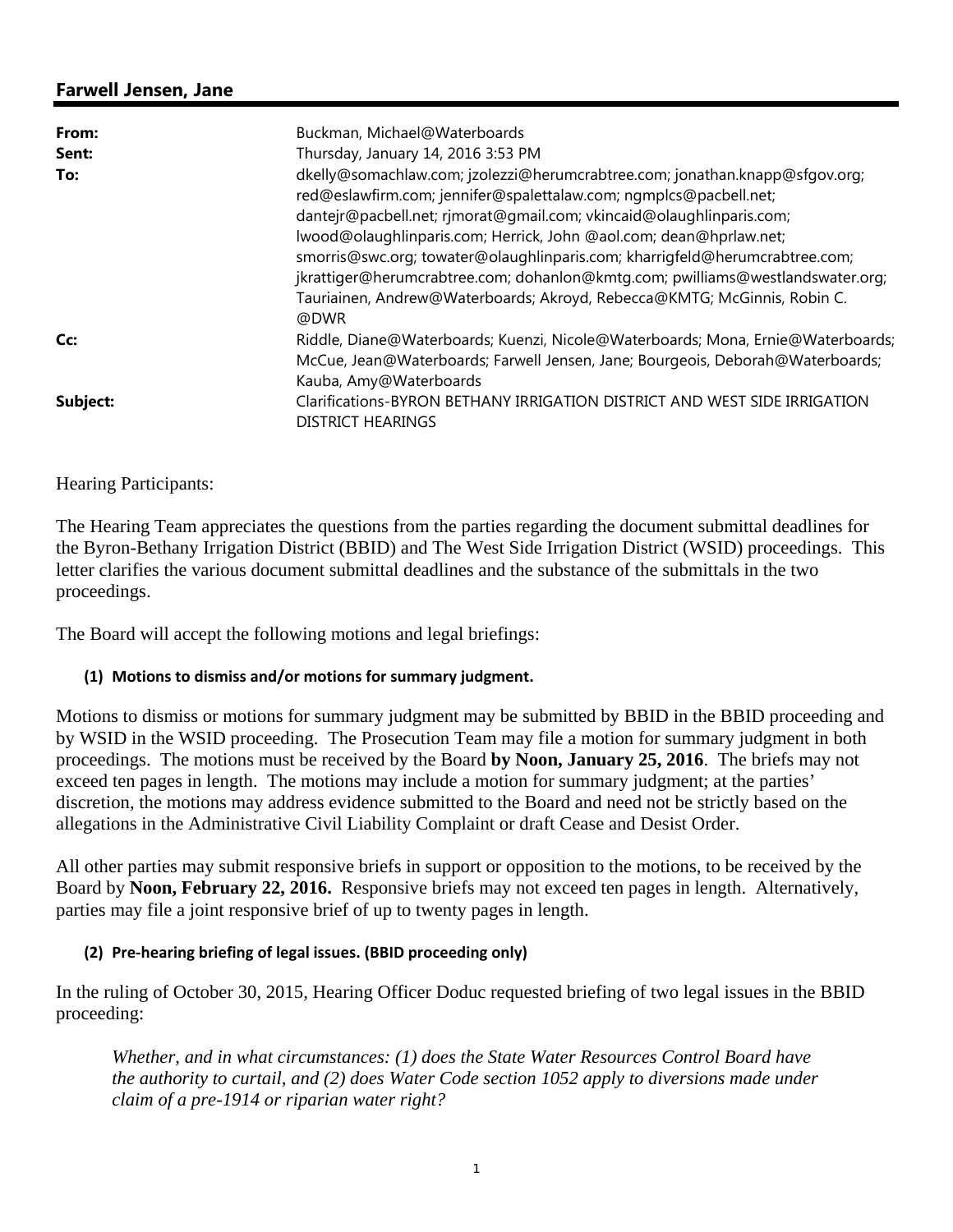## Farwell Jensen, Jane

| | |
|---|---|
| **From:** | Buckman, Michael@Waterboards |
| **Sent:** | Thursday, January 14, 2016 3:53 PM |
| **To:** | dkelly@somachlaw.com; jzolezzi@herumcrabtree.com; jonathan.knapp@sfgov.org; red@eslawfirm.com; jennifer@spalettalaw.com; ngmplcs@pacbell.net; dantejr@pacbell.net; rjmorat@gmail.com; vkincaid@olaughlinparis.com; lwood@olaughlinparis.com; Herrick, John @aol.com; dean@hprlaw.net; smorris@swc.org; towater@olaughlinparis.com; kharrigfeld@herumcrabtree.com; jkrattiger@herumcrabtree.com; dohanlon@kmtg.com; pwilliams@westlandswater.org; Tauriainen, Andrew@Waterboards; Akroyd, Rebecca@KMTG; McGinnis, Robin C. @DWR |
| **Cc:** | Riddle, Diane@Waterboards; Kuenzi, Nicole@Waterboards; Mona, Ernie@Waterboards; McCue, Jean@Waterboards; Farwell Jensen, Jane; Bourgeois, Deborah@Waterboards; Kauba, Amy@Waterboards |
| **Subject:** | Clarifications-BYRON BETHANY IRRIGATION DISTRICT AND WEST SIDE IRRIGATION DISTRICT HEARINGS |

Hearing Participants:

The Hearing Team appreciates the questions from the parties regarding the document submittal deadlines for the Byron-Bethany Irrigation District (BBID) and The West Side Irrigation District (WSID) proceedings. This letter clarifies the various document submittal deadlines and the substance of the submittals in the two proceedings.

The Board will accept the following motions and legal briefings:

**(1) Motions to dismiss and/or motions for summary judgment.**

Motions to dismiss or motions for summary judgment may be submitted by BBID in the BBID proceeding and by WSID in the WSID proceeding. The Prosecution Team may file a motion for summary judgment in both proceedings. The motions must be received by the Board **by Noon, January 25, 2016**. The briefs may not exceed ten pages in length. The motions may include a motion for summary judgment; at the parties' discretion, the motions may address evidence submitted to the Board and need not be strictly based on the allegations in the Administrative Civil Liability Complaint or draft Cease and Desist Order.

All other parties may submit responsive briefs in support or opposition to the motions, to be received by the Board by **Noon, February 22, 2016.** Responsive briefs may not exceed ten pages in length. Alternatively, parties may file a joint responsive brief of up to twenty pages in length.

**(2) Pre-hearing briefing of legal issues. (BBID proceeding only)**

In the ruling of October 30, 2015, Hearing Officer Doduc requested briefing of two legal issues in the BBID proceeding:

> *Whether, and in what circumstances: (1) does the State Water Resources Control Board have the authority to curtail, and (2) does Water Code section 1052 apply to diversions made under claim of a pre-1914 or riparian water right?*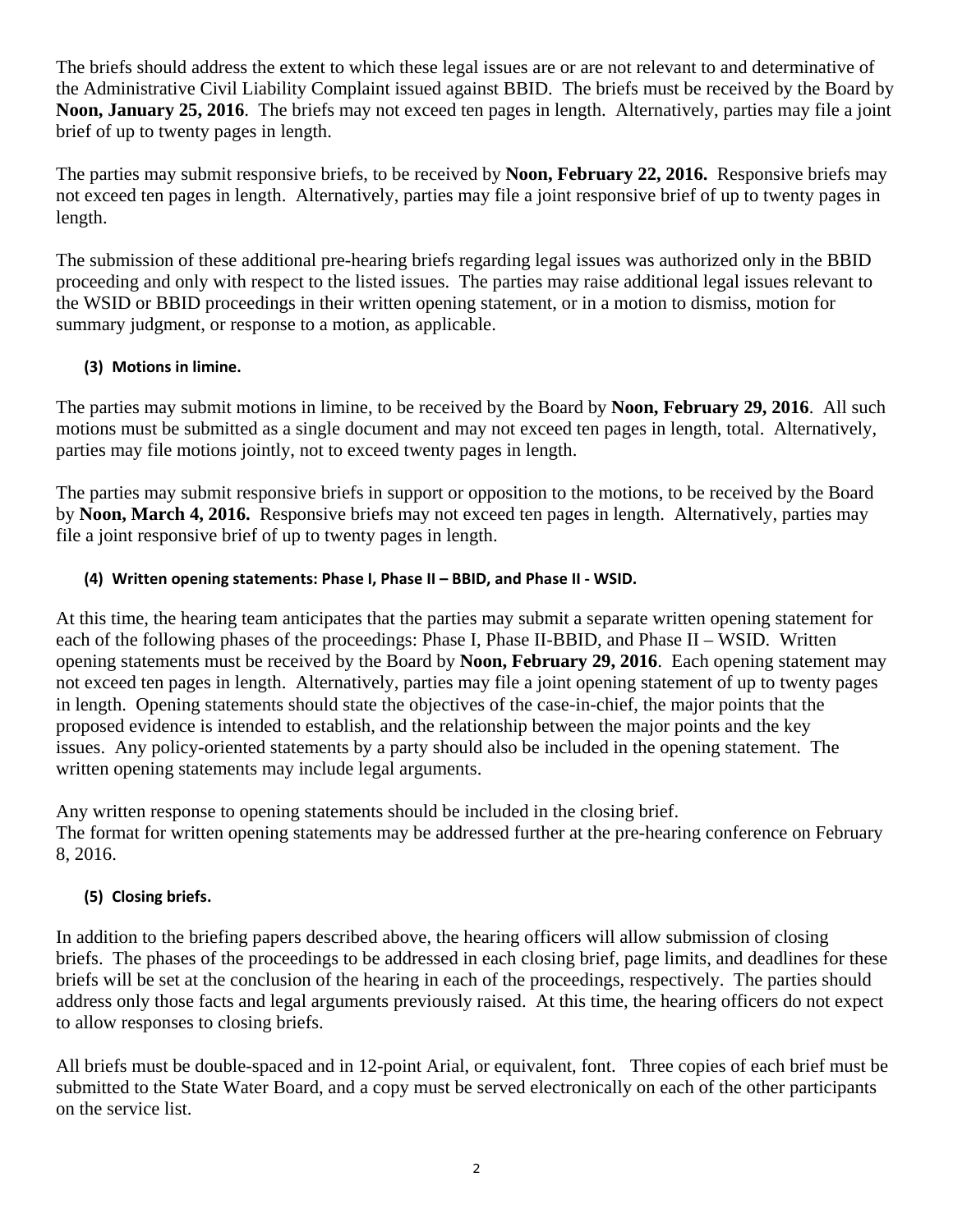The briefs should address the extent to which these legal issues are or are not relevant to and determinative of the Administrative Civil Liability Complaint issued against BBID. The briefs must be received by the Board by **Noon, January 25, 2016**. The briefs may not exceed ten pages in length. Alternatively, parties may file a joint brief of up to twenty pages in length.

The parties may submit responsive briefs, to be received by **Noon, February 22, 2016.** Responsive briefs may not exceed ten pages in length. Alternatively, parties may file a joint responsive brief of up to twenty pages in length.

The submission of these additional pre-hearing briefs regarding legal issues was authorized only in the BBID proceeding and only with respect to the listed issues. The parties may raise additional legal issues relevant to the WSID or BBID proceedings in their written opening statement, or in a motion to dismiss, motion for summary judgment, or response to a motion, as applicable.

#### (3) Motions in limine.

The parties may submit motions in limine, to be received by the Board by **Noon, February 29, 2016**. All such motions must be submitted as a single document and may not exceed ten pages in length, total. Alternatively, parties may file motions jointly, not to exceed twenty pages in length.

The parties may submit responsive briefs in support or opposition to the motions, to be received by the Board by **Noon, March 4, 2016.** Responsive briefs may not exceed ten pages in length. Alternatively, parties may file a joint responsive brief of up to twenty pages in length.

#### (4) Written opening statements: Phase I, Phase II – BBID, and Phase II - WSID.

At this time, the hearing team anticipates that the parties may submit a separate written opening statement for each of the following phases of the proceedings: Phase I, Phase II-BBID, and Phase II – WSID. Written opening statements must be received by the Board by **Noon, February 29, 2016**. Each opening statement may not exceed ten pages in length. Alternatively, parties may file a joint opening statement of up to twenty pages in length. Opening statements should state the objectives of the case-in-chief, the major points that the proposed evidence is intended to establish, and the relationship between the major points and the key issues. Any policy-oriented statements by a party should also be included in the opening statement. The written opening statements may include legal arguments.

Any written response to opening statements should be included in the closing brief.
The format for written opening statements may be addressed further at the pre-hearing conference on February 8, 2016.

#### (5) Closing briefs.

In addition to the briefing papers described above, the hearing officers will allow submission of closing briefs. The phases of the proceedings to be addressed in each closing brief, page limits, and deadlines for these briefs will be set at the conclusion of the hearing in each of the proceedings, respectively. The parties should address only those facts and legal arguments previously raised. At this time, the hearing officers do not expect to allow responses to closing briefs.

All briefs must be double-spaced and in 12-point Arial, or equivalent, font. Three copies of each brief must be submitted to the State Water Board, and a copy must be served electronically on each of the other participants on the service list.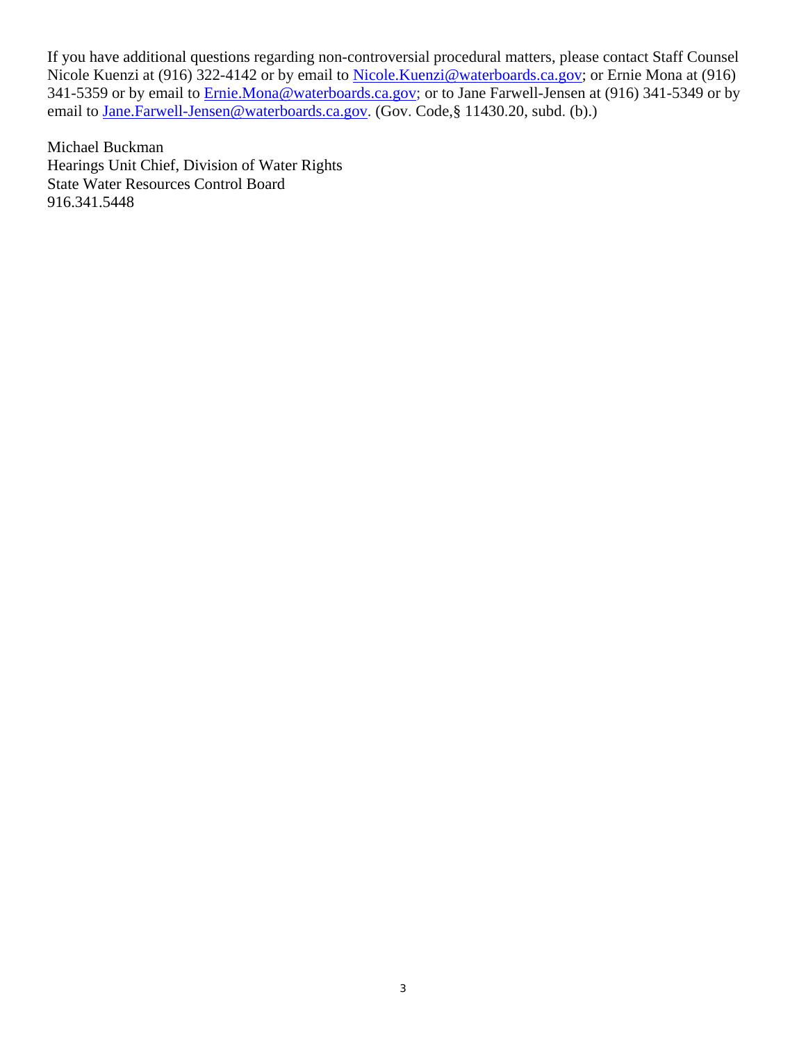If you have additional questions regarding non-controversial procedural matters, please contact Staff Counsel Nicole Kuenzi at (916) 322-4142 or by email to [Nicole.Kuenzi@waterboards.ca.gov](mailto:Nicole.Kuenzi@waterboards.ca.gov); or Ernie Mona at (916) 341-5359 or by email to [Ernie.Mona@waterboards.ca.gov](mailto:Ernie.Mona@waterboards.ca.gov); or to Jane Farwell-Jensen at (916) 341-5349 or by email to [Jane.Farwell-Jensen@waterboards.ca.gov](mailto:Jane.Farwell-Jensen@waterboards.ca.gov). (Gov. Code,§ 11430.20, subd. (b).)

Michael Buckman  
Hearings Unit Chief, Division of Water Rights  
State Water Resources Control Board  
916.341.5448